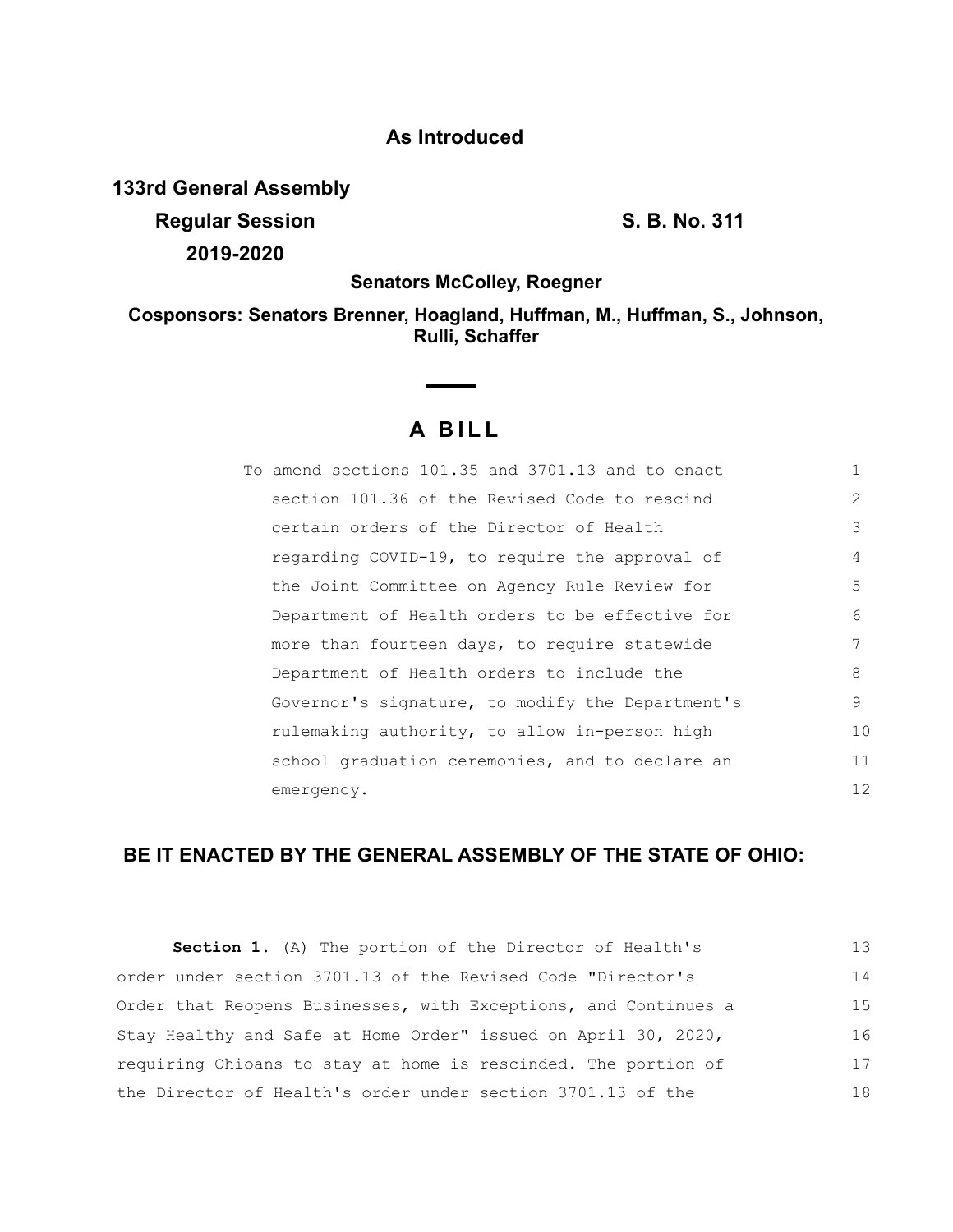**As Introduced**

**133rd General Assembly**
**Regular Session** **S. B. No. 311**
**2019-2020**

**Senators McColley, Roegner**

**Cosponsors: Senators Brenner, Hoagland, Huffman, M., Huffman, S., Johnson, Rulli, Schaffer**

# A BILL

To amend sections 101.35 and 3701.13 and to enact section 101.36 of the Revised Code to rescind certain orders of the Director of Health regarding COVID-19, to require the approval of the Joint Committee on Agency Rule Review for Department of Health orders to be effective for more than fourteen days, to require statewide Department of Health orders to include the Governor's signature, to modify the Department's rulemaking authority, to allow in-person high school graduation ceremonies, and to declare an emergency.

## BE IT ENACTED BY THE GENERAL ASSEMBLY OF THE STATE OF OHIO:

**Section 1.** (A) The portion of the Director of Health's order under section 3701.13 of the Revised Code "Director's Order that Reopens Businesses, with Exceptions, and Continues a Stay Healthy and Safe at Home Order" issued on April 30, 2020, requiring Ohioans to stay at home is rescinded. The portion of the Director of Health's order under section 3701.13 of the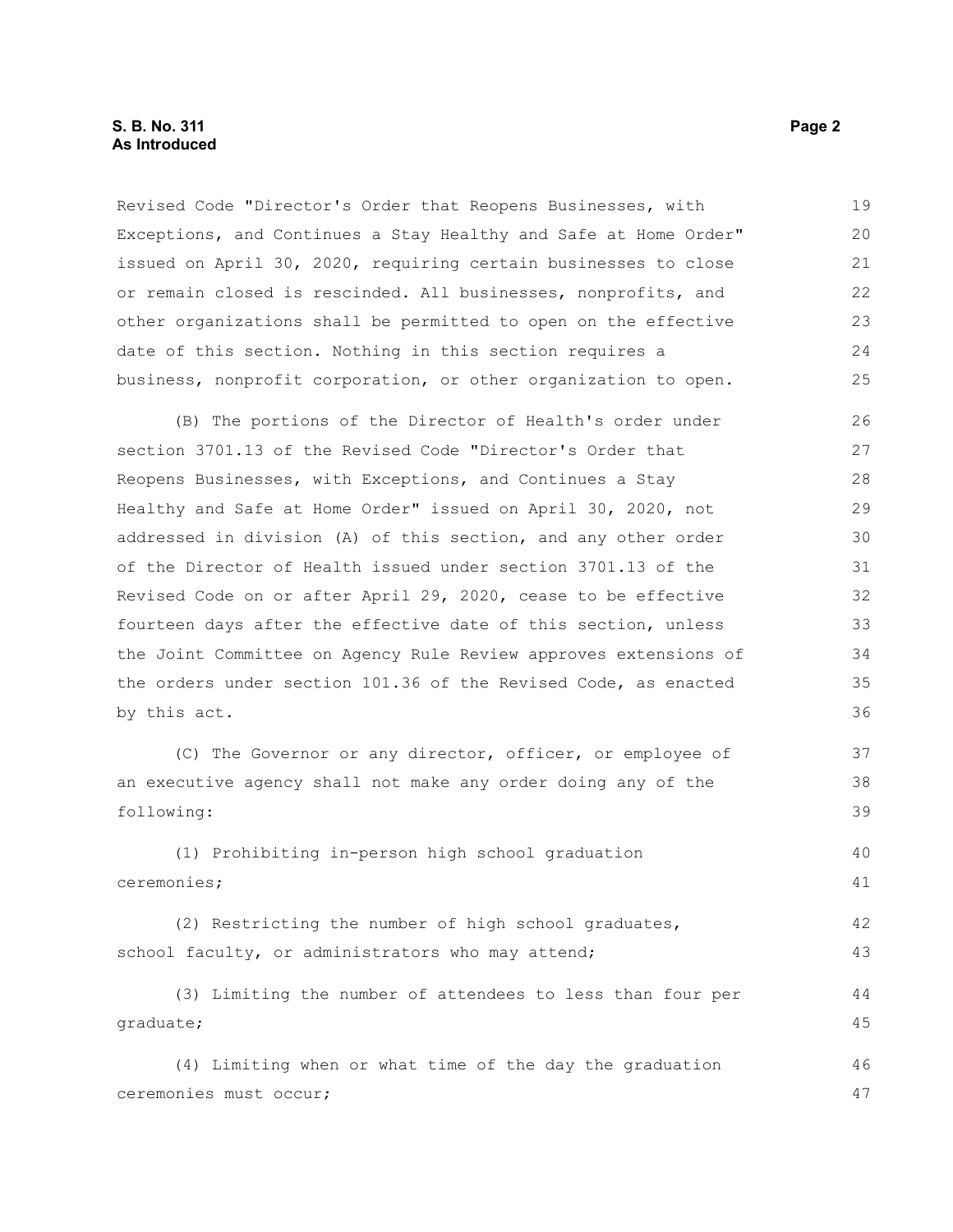Revised Code "Director's Order that Reopens Businesses, with Exceptions, and Continues a Stay Healthy and Safe at Home Order" issued on April 30, 2020, requiring certain businesses to close or remain closed is rescinded. All businesses, nonprofits, and other organizations shall be permitted to open on the effective date of this section. Nothing in this section requires a business, nonprofit corporation, or other organization to open.

(B) The portions of the Director of Health's order under section 3701.13 of the Revised Code "Director's Order that Reopens Businesses, with Exceptions, and Continues a Stay Healthy and Safe at Home Order" issued on April 30, 2020, not addressed in division (A) of this section, and any other order of the Director of Health issued under section 3701.13 of the Revised Code on or after April 29, 2020, cease to be effective fourteen days after the effective date of this section, unless the Joint Committee on Agency Rule Review approves extensions of the orders under section 101.36 of the Revised Code, as enacted by this act.

(C) The Governor or any director, officer, or employee of an executive agency shall not make any order doing any of the following:

(1) Prohibiting in-person high school graduation ceremonies;

(2) Restricting the number of high school graduates, school faculty, or administrators who may attend;

(3) Limiting the number of attendees to less than four per graduate;

(4) Limiting when or what time of the day the graduation ceremonies must occur;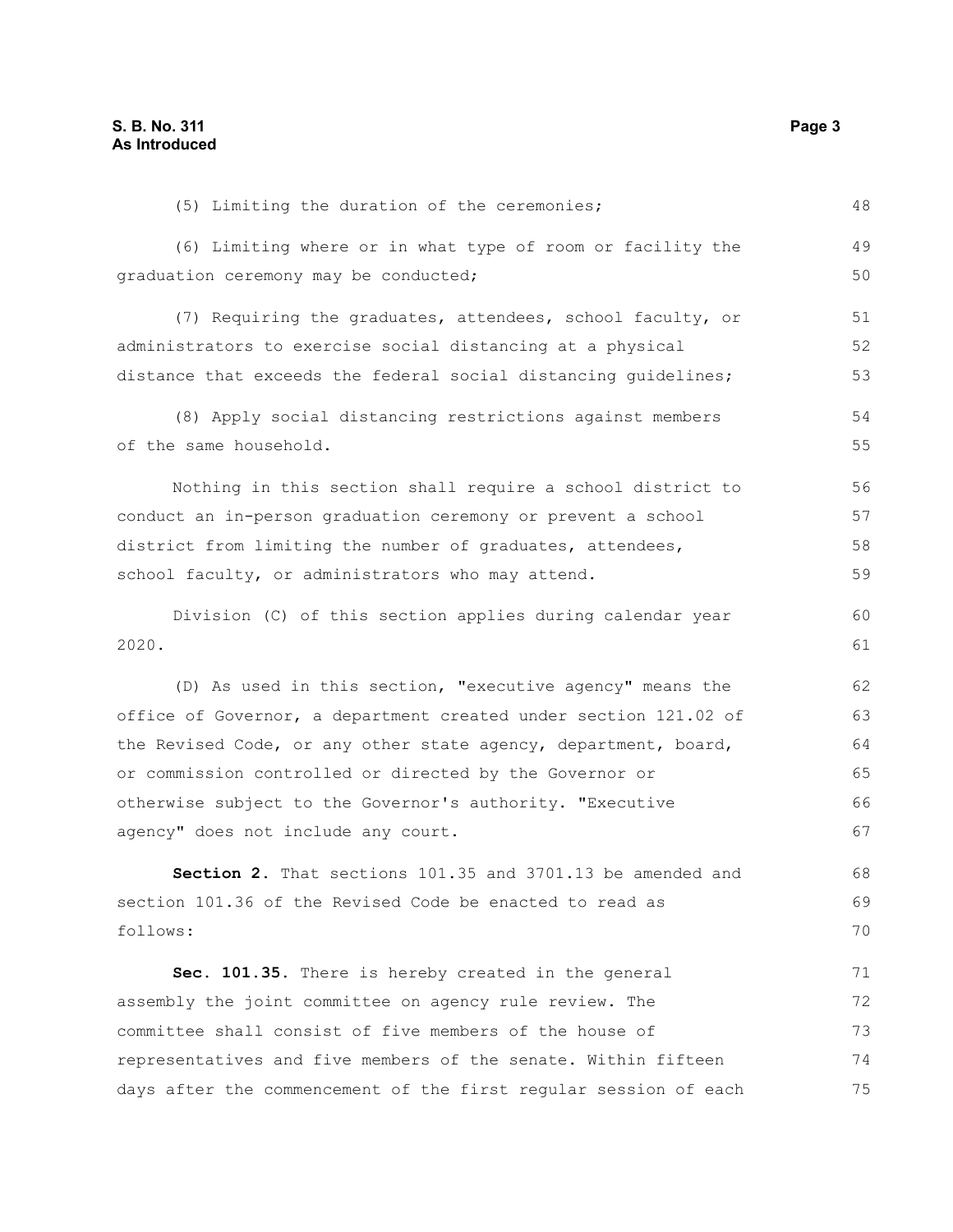(5) Limiting the duration of the ceremonies;

(6) Limiting where or in what type of room or facility the graduation ceremony may be conducted;

(7) Requiring the graduates, attendees, school faculty, or administrators to exercise social distancing at a physical distance that exceeds the federal social distancing guidelines;

(8) Apply social distancing restrictions against members of the same household.

Nothing in this section shall require a school district to conduct an in-person graduation ceremony or prevent a school district from limiting the number of graduates, attendees, school faculty, or administrators who may attend.

Division (C) of this section applies during calendar year 2020.

(D) As used in this section, "executive agency" means the office of Governor, a department created under section 121.02 of the Revised Code, or any other state agency, department, board, or commission controlled or directed by the Governor or otherwise subject to the Governor's authority. "Executive agency" does not include any court.

**Section 2.** That sections 101.35 and 3701.13 be amended and section 101.36 of the Revised Code be enacted to read as follows:

**Sec. 101.35.** There is hereby created in the general assembly the joint committee on agency rule review. The committee shall consist of five members of the house of representatives and five members of the senate. Within fifteen days after the commencement of the first regular session of each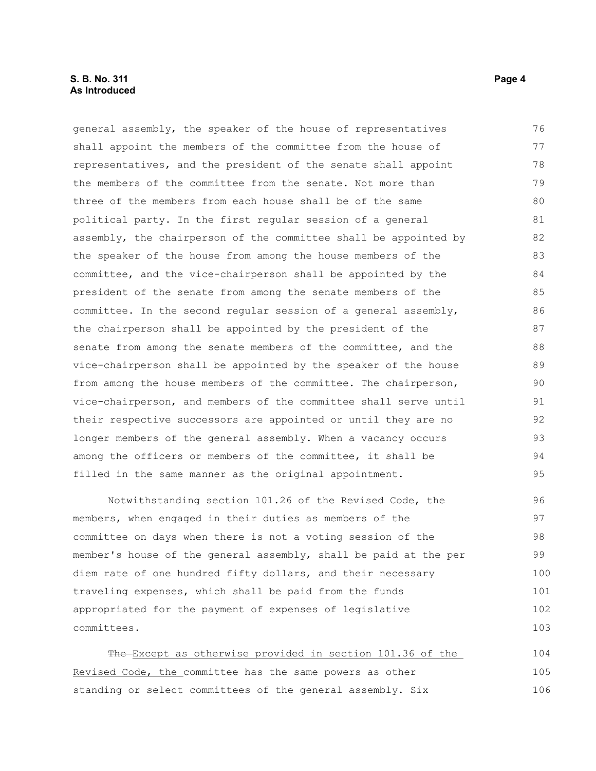general assembly, the speaker of the house of representatives shall appoint the members of the committee from the house of representatives, and the president of the senate shall appoint the members of the committee from the senate. Not more than three of the members from each house shall be of the same political party. In the first regular session of a general assembly, the chairperson of the committee shall be appointed by the speaker of the house from among the house members of the committee, and the vice-chairperson shall be appointed by the president of the senate from among the senate members of the committee. In the second regular session of a general assembly, the chairperson shall be appointed by the president of the senate from among the senate members of the committee, and the vice-chairperson shall be appointed by the speaker of the house from among the house members of the committee. The chairperson, vice-chairperson, and members of the committee shall serve until their respective successors are appointed or until they are no longer members of the general assembly. When a vacancy occurs among the officers or members of the committee, it shall be filled in the same manner as the original appointment.

Notwithstanding section 101.26 of the Revised Code, the members, when engaged in their duties as members of the committee on days when there is not a voting session of the member's house of the general assembly, shall be paid at the per diem rate of one hundred fifty dollars, and their necessary traveling expenses, which shall be paid from the funds appropriated for the payment of expenses of legislative committees.

~~The~~ <u>Except as otherwise provided in section 101.36 of the Revised Code, the</u> committee has the same powers as other standing or select committees of the general assembly. Six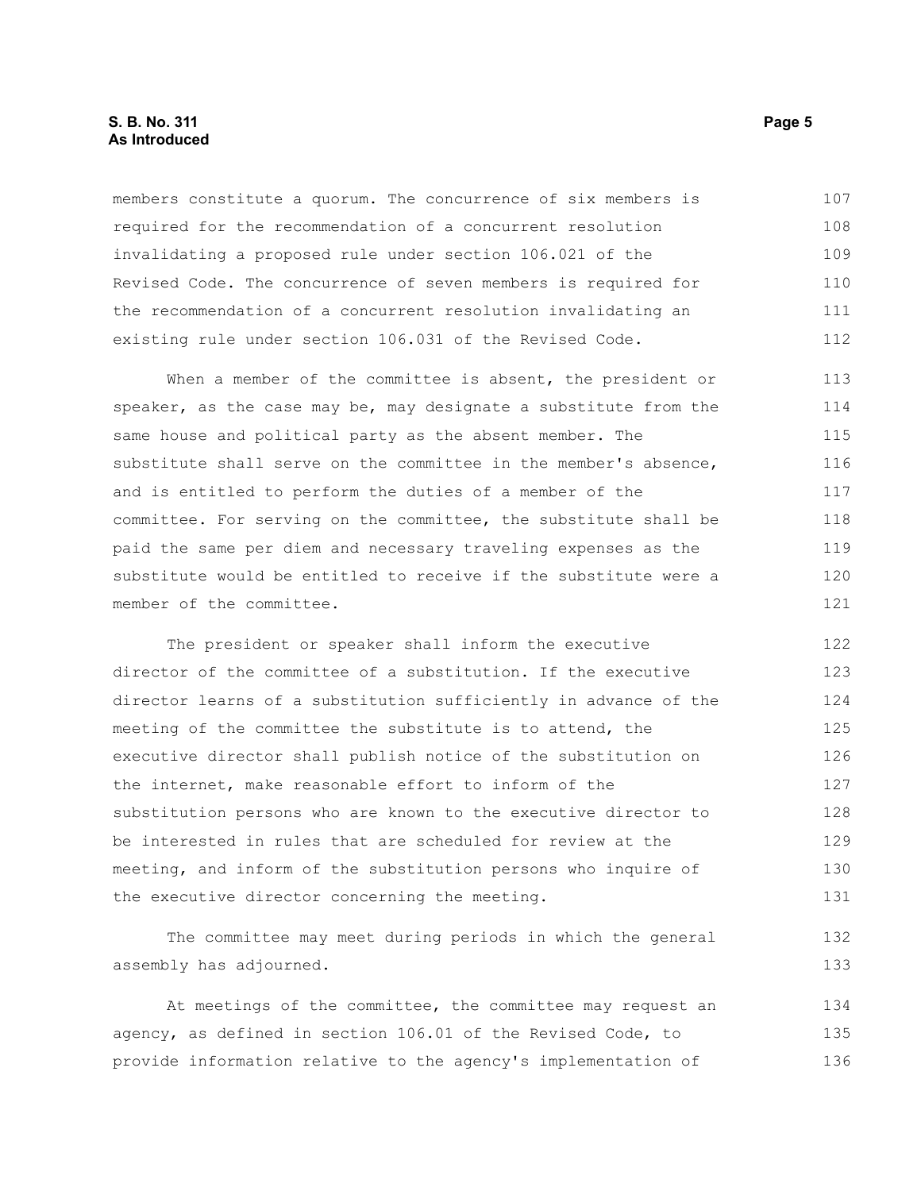members constitute a quorum. The concurrence of six members is required for the recommendation of a concurrent resolution invalidating a proposed rule under section 106.021 of the Revised Code. The concurrence of seven members is required for the recommendation of a concurrent resolution invalidating an existing rule under section 106.031 of the Revised Code.

When a member of the committee is absent, the president or speaker, as the case may be, may designate a substitute from the same house and political party as the absent member. The substitute shall serve on the committee in the member's absence, and is entitled to perform the duties of a member of the committee. For serving on the committee, the substitute shall be paid the same per diem and necessary traveling expenses as the substitute would be entitled to receive if the substitute were a member of the committee.

The president or speaker shall inform the executive director of the committee of a substitution. If the executive director learns of a substitution sufficiently in advance of the meeting of the committee the substitute is to attend, the executive director shall publish notice of the substitution on the internet, make reasonable effort to inform of the substitution persons who are known to the executive director to be interested in rules that are scheduled for review at the meeting, and inform of the substitution persons who inquire of the executive director concerning the meeting.

The committee may meet during periods in which the general assembly has adjourned.

At meetings of the committee, the committee may request an agency, as defined in section 106.01 of the Revised Code, to provide information relative to the agency's implementation of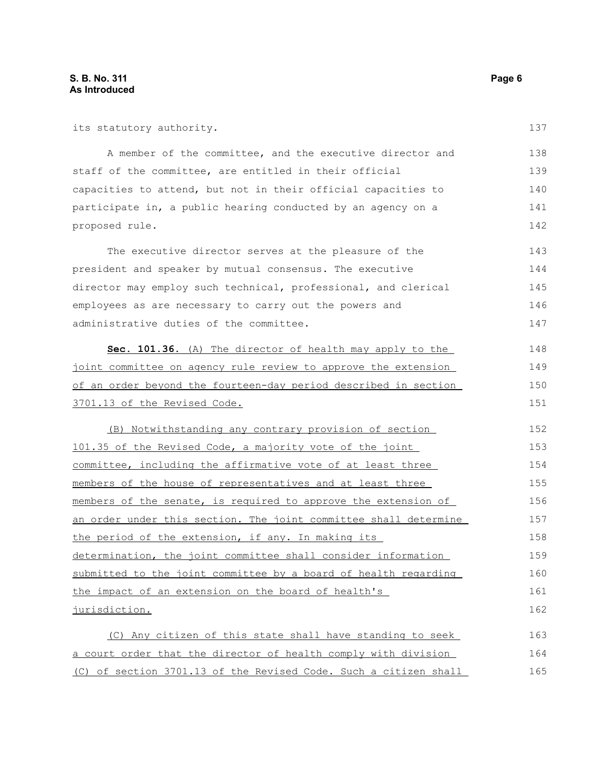its statutory authority.

A member of the committee, and the executive director and staff of the committee, are entitled in their official capacities to attend, but not in their official capacities to participate in, a public hearing conducted by an agency on a proposed rule.

The executive director serves at the pleasure of the president and speaker by mutual consensus. The executive director may employ such technical, professional, and clerical employees as are necessary to carry out the powers and administrative duties of the committee.

**Sec. 101.36.** <u>(A) The director of health may apply to the joint committee on agency rule review to approve the extension of an order beyond the fourteen-day period described in section 3701.13 of the Revised Code.</u>

<u>(B) Notwithstanding any contrary provision of section 101.35 of the Revised Code, a majority vote of the joint committee, including the affirmative vote of at least three members of the house of representatives and at least three members of the senate, is required to approve the extension of an order under this section. The joint committee shall determine the period of the extension, if any. In making its determination, the joint committee shall consider information submitted to the joint committee by a board of health regarding the impact of an extension on the board of health's jurisdiction.</u>

<u>(C) Any citizen of this state shall have standing to seek a court order that the director of health comply with division (C) of section 3701.13 of the Revised Code. Such a citizen shall</u>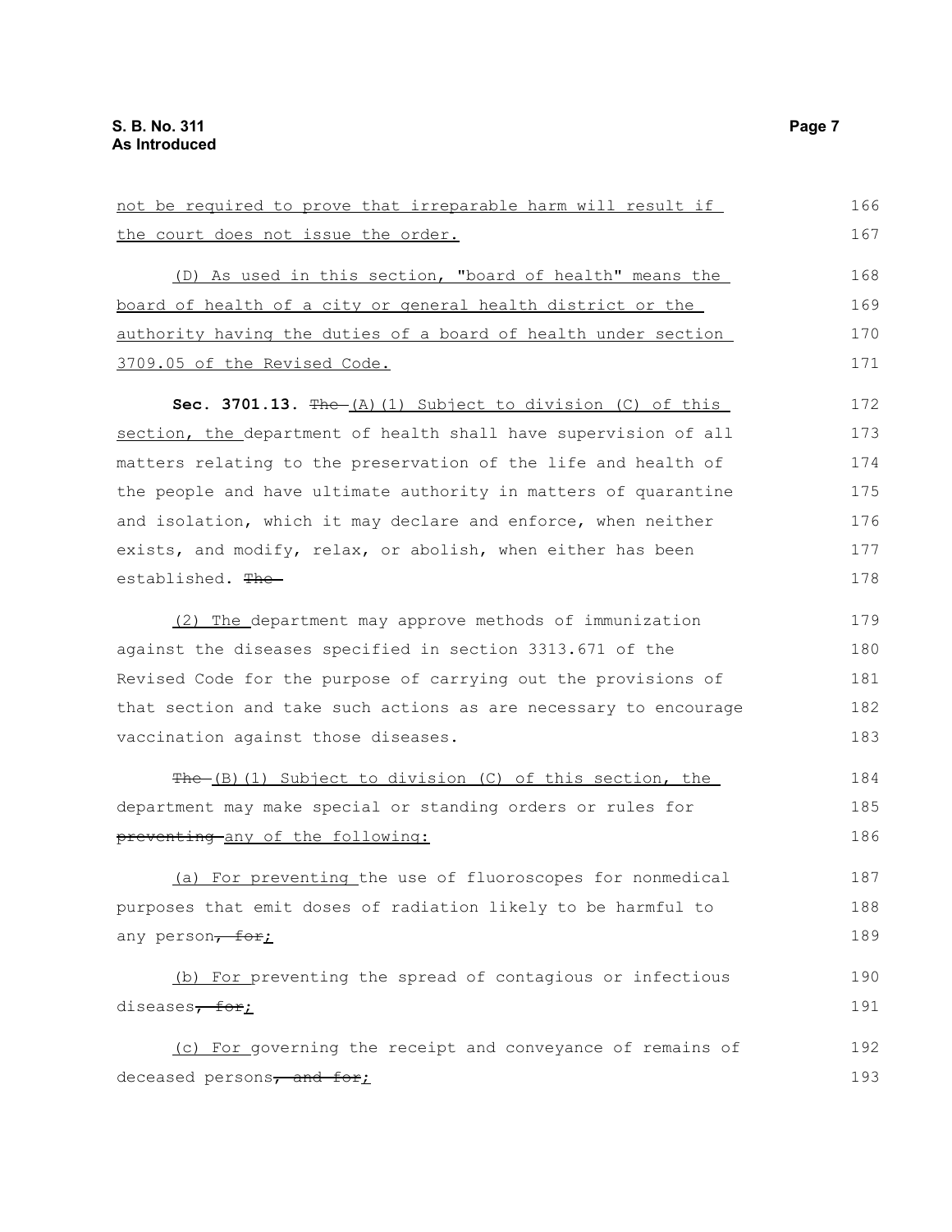not be required to prove that irreparable harm will result if the court does not issue the order.

(D) As used in this section, "board of health" means the board of health of a city or general health district or the authority having the duties of a board of health under section 3709.05 of the Revised Code.

**Sec. 3701.13.** ~~The~~ (A)(1) Subject to division (C) of this section, the department of health shall have supervision of all matters relating to the preservation of the life and health of the people and have ultimate authority in matters of quarantine and isolation, which it may declare and enforce, when neither exists, and modify, relax, or abolish, when either has been established. ~~The~~

(2) The department may approve methods of immunization against the diseases specified in section 3313.671 of the Revised Code for the purpose of carrying out the provisions of that section and take such actions as are necessary to encourage vaccination against those diseases.

~~The~~ (B)(1) Subject to division (C) of this section, the department may make special or standing orders or rules for ~~preventing~~ any of the following:

(a) For preventing the use of fluoroscopes for nonmedical purposes that emit doses of radiation likely to be harmful to any person~~, for~~;

(b) For preventing the spread of contagious or infectious diseases~~, for~~;

(c) For governing the receipt and conveyance of remains of deceased persons~~, and for~~;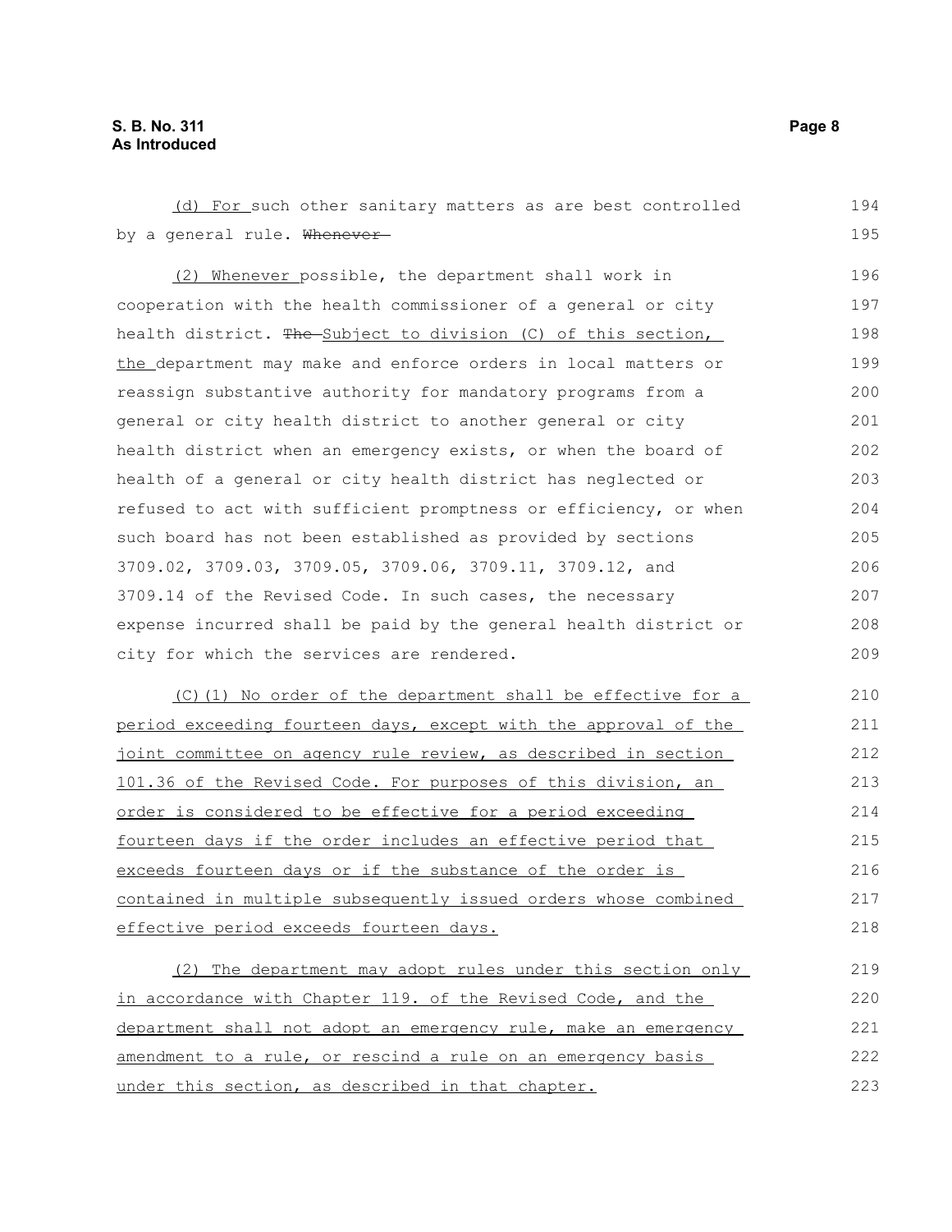(d) For such other sanitary matters as are best controlled by a general rule. ~~Whenever~~

(2) Whenever possible, the department shall work in cooperation with the health commissioner of a general or city health district. ~~The~~ Subject to division (C) of this section, the department may make and enforce orders in local matters or reassign substantive authority for mandatory programs from a general or city health district to another general or city health district when an emergency exists, or when the board of health of a general or city health district has neglected or refused to act with sufficient promptness or efficiency, or when such board has not been established as provided by sections 3709.02, 3709.03, 3709.05, 3709.06, 3709.11, 3709.12, and 3709.14 of the Revised Code. In such cases, the necessary expense incurred shall be paid by the general health district or city for which the services are rendered.

(C)(1) No order of the department shall be effective for a period exceeding fourteen days, except with the approval of the joint committee on agency rule review, as described in section 101.36 of the Revised Code. For purposes of this division, an order is considered to be effective for a period exceeding fourteen days if the order includes an effective period that exceeds fourteen days or if the substance of the order is contained in multiple subsequently issued orders whose combined effective period exceeds fourteen days.

(2) The department may adopt rules under this section only in accordance with Chapter 119. of the Revised Code, and the department shall not adopt an emergency rule, make an emergency amendment to a rule, or rescind a rule on an emergency basis under this section, as described in that chapter.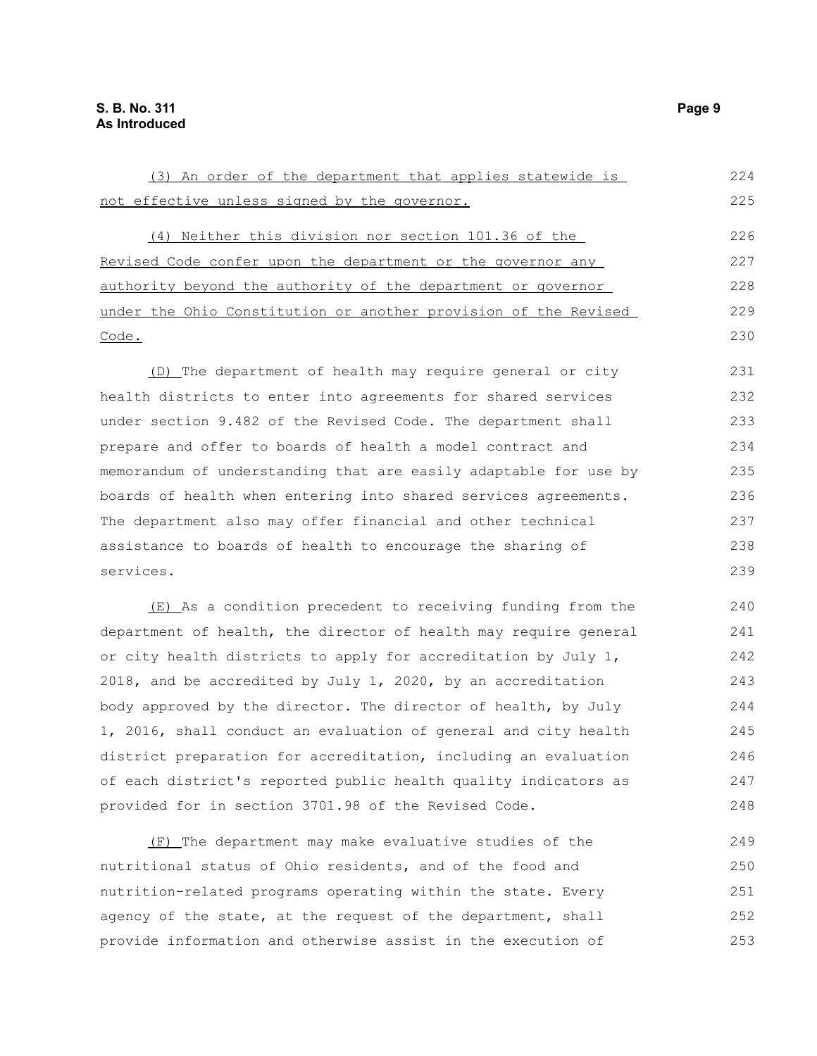(3) An order of the department that applies statewide is not effective unless signed by the governor.

(4) Neither this division nor section 101.36 of the Revised Code confer upon the department or the governor any authority beyond the authority of the department or governor under the Ohio Constitution or another provision of the Revised Code.

(D) The department of health may require general or city health districts to enter into agreements for shared services under section 9.482 of the Revised Code. The department shall prepare and offer to boards of health a model contract and memorandum of understanding that are easily adaptable for use by boards of health when entering into shared services agreements. The department also may offer financial and other technical assistance to boards of health to encourage the sharing of services.

(E) As a condition precedent to receiving funding from the department of health, the director of health may require general or city health districts to apply for accreditation by July 1, 2018, and be accredited by July 1, 2020, by an accreditation body approved by the director. The director of health, by July 1, 2016, shall conduct an evaluation of general and city health district preparation for accreditation, including an evaluation of each district's reported public health quality indicators as provided for in section 3701.98 of the Revised Code.

(F) The department may make evaluative studies of the nutritional status of Ohio residents, and of the food and nutrition-related programs operating within the state. Every agency of the state, at the request of the department, shall provide information and otherwise assist in the execution of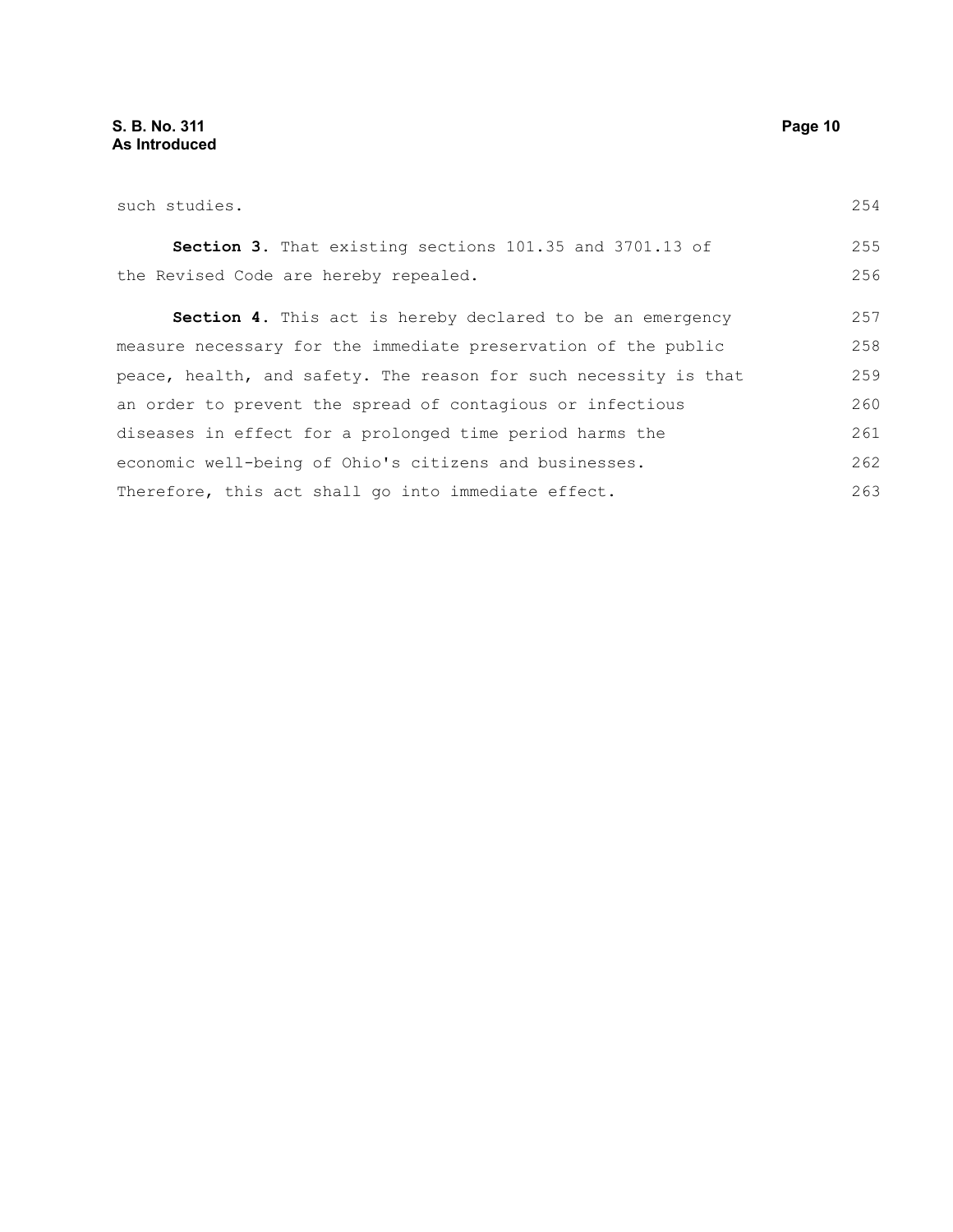such studies.

**Section 3.** That existing sections 101.35 and 3701.13 of the Revised Code are hereby repealed.

**Section 4.** This act is hereby declared to be an emergency measure necessary for the immediate preservation of the public peace, health, and safety. The reason for such necessity is that an order to prevent the spread of contagious or infectious diseases in effect for a prolonged time period harms the economic well-being of Ohio's citizens and businesses. Therefore, this act shall go into immediate effect.